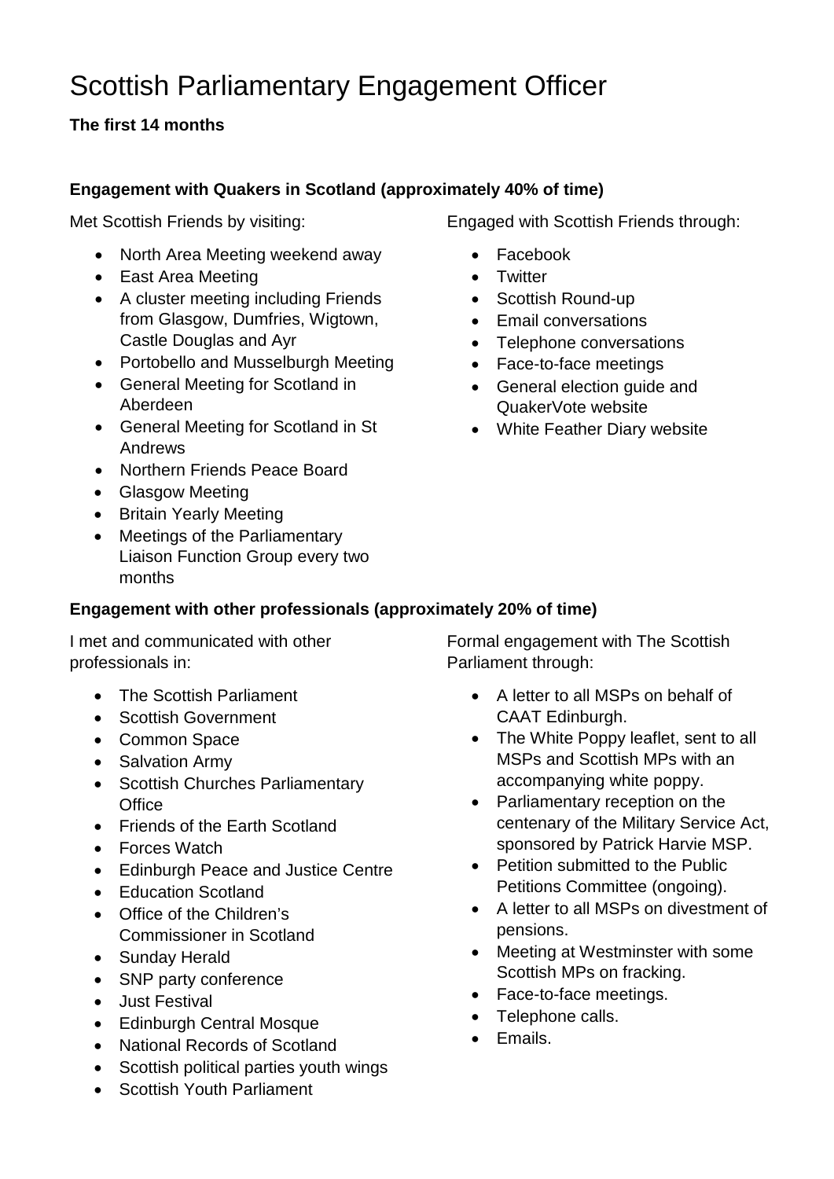# Scottish Parliamentary Engagement Officer

**The first 14 months**

### Engagement with Quakers in Scotland (approximately 40% of time)

Met Scottish Friends by visiting:

- North Area Meeting weekend away
- East Area Meeting
- A cluster meeting including Friends from Glasgow, Dumfries, Wigtown, Castle Douglas and Ayr
- Portobello and Musselburgh Meeting
- General Meeting for Scotland in Aberdeen
- General Meeting for Scotland in St Andrews
- Northern Friends Peace Board
- Glasgow Meeting
- Britain Yearly Meeting
- Meetings of the Parliamentary Liaison Function Group every two months

Engaged with Scottish Friends through:

- Facebook
- Twitter
- Scottish Round-up
- Email conversations
- Telephone conversations
- Face-to-face meetings
- General election guide and QuakerVote website
- White Feather Diary website

### Engagement with other professionals (approximately 20% of time)

I met and communicated with other professionals in:

- The Scottish Parliament
- Scottish Government
- Common Space
- Salvation Army
- Scottish Churches Parliamentary Office
- Friends of the Earth Scotland
- Forces Watch
- Edinburgh Peace and Justice Centre
- Education Scotland
- Office of the Children's Commissioner in Scotland
- Sunday Herald
- SNP party conference
- Just Festival
- Edinburgh Central Mosque
- National Records of Scotland
- Scottish political parties youth wings
- Scottish Youth Parliament

Formal engagement with The Scottish Parliament through:

- A letter to all MSPs on behalf of CAAT Edinburgh.
- The White Poppy leaflet, sent to all MSPs and Scottish MPs with an accompanying white poppy.
- Parliamentary reception on the centenary of the Military Service Act, sponsored by Patrick Harvie MSP.
- Petition submitted to the Public Petitions Committee (ongoing).
- A letter to all MSPs on divestment of pensions.
- Meeting at Westminster with some Scottish MPs on fracking.
- Face-to-face meetings.
- Telephone calls.
- Emails.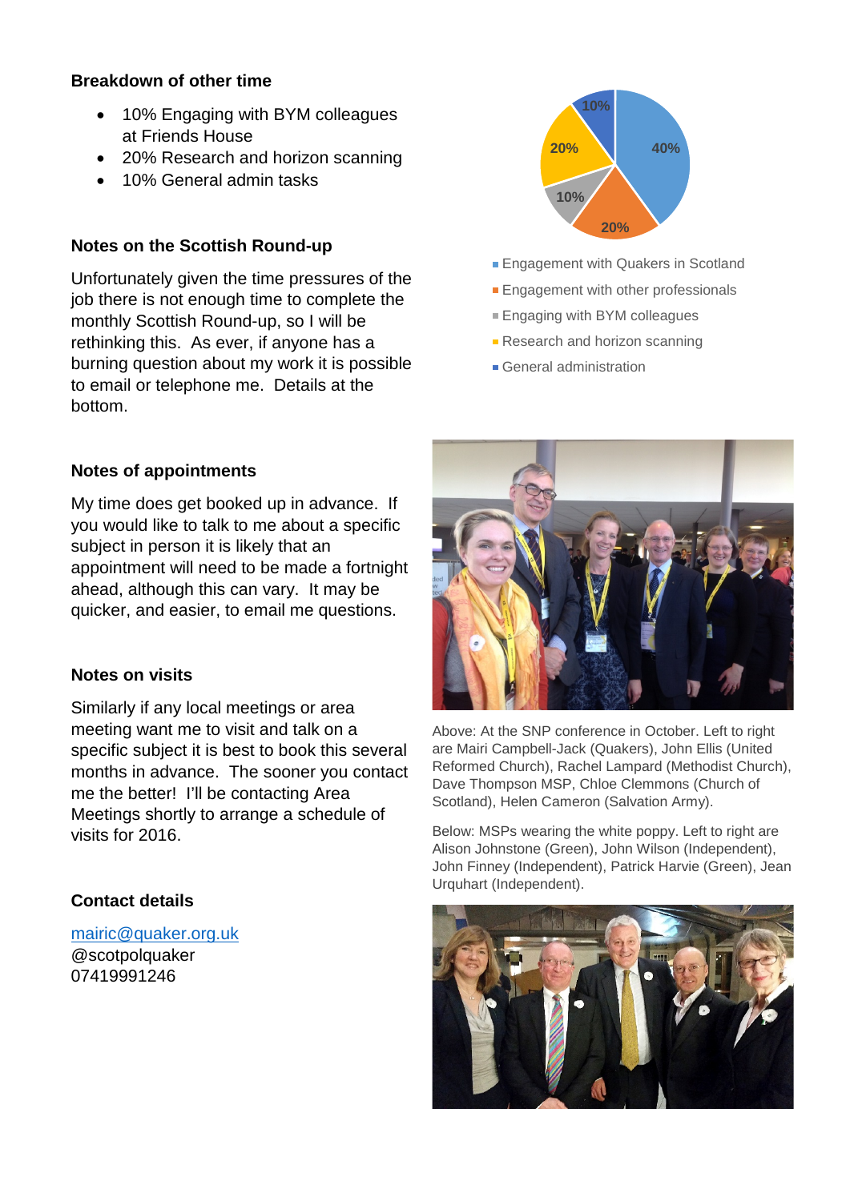### Breakdown of other time

- 10% Engaging with BYM colleagues at Friends House
- 20% Research and horizon scanning
- 10% General admin tasks

10%
20%
40%
10%
20%

- Engagement with Quakers in Scotland
- Engagement with other professionals
- Engaging with BYM colleagues
- Research and horizon scanning
- General administration

### Notes on the Scottish Round-up

Unfortunately given the time pressures of the job there is not enough time to complete the monthly Scottish Round-up, so I will be rethinking this. As ever, if anyone has a burning question about my work it is possible to email or telephone me. Details at the bottom.

### Notes of appointments

My time does get booked up in advance. If you would like to talk to me about a specific subject in person it is likely that an appointment will need to be made a fortnight ahead, although this can vary. It may be quicker, and easier, to email me questions.

### Notes on visits

Similarly if any local meetings or area meeting want me to visit and talk on a specific subject it is best to book this several months in advance. The sooner you contact me the better! I'll be contacting Area Meetings shortly to arrange a schedule of visits for 2016.

### Contact details

mairic@quaker.org.uk
@scotpolquaker
07419991246

Above: At the SNP conference in October. Left to right are Mairi Campbell-Jack (Quakers), John Ellis (United Reformed Church), Rachel Lampard (Methodist Church), Dave Thompson MSP, Chloe Clemmons (Church of Scotland), Helen Cameron (Salvation Army).

Below: MSPs wearing the white poppy. Left to right are Alison Johnstone (Green), John Wilson (Independent), John Finney (Independent), Patrick Harvie (Green), Jean Urquhart (Independent).